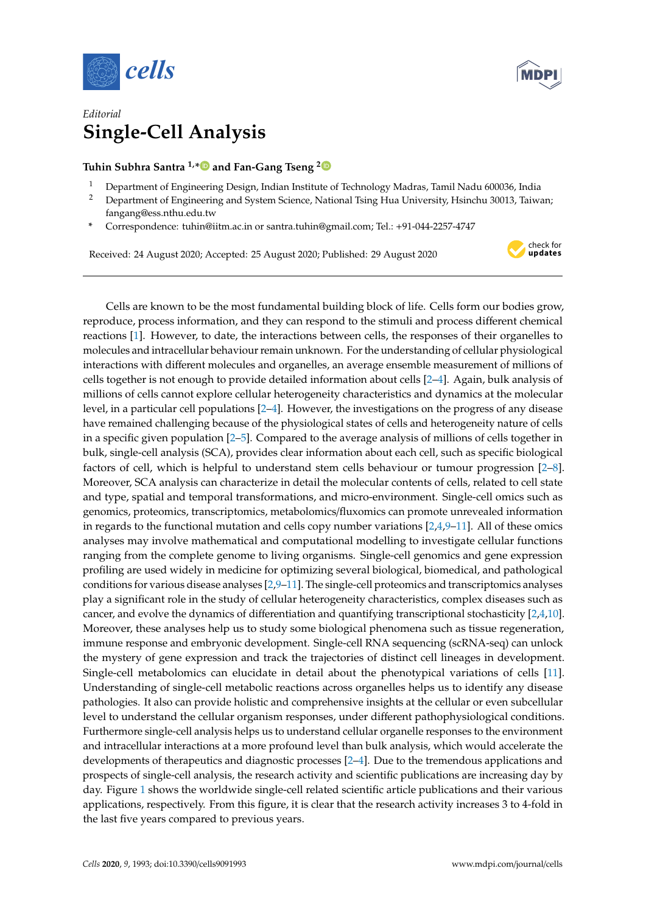*Editorial*

# Single-Cell Analysis

**Tuhin Subhra Santra [1,*] and Fan-Gang Tseng [2]**

[1] Department of Engineering Design, Indian Institute of Technology Madras, Tamil Nadu 600036, India

[2] Department of Engineering and System Science, National Tsing Hua University, Hsinchu 30013, Taiwan; fangang@ess.nthu.edu.tw

\* Correspondence: tuhin@iitm.ac.in or santra.tuhin@gmail.com; Tel.: +91-044-2257-4747

Received: 24 August 2020; Accepted: 25 August 2020; Published: 29 August 2020

---

Cells are known to be the most fundamental building block of life. Cells form our bodies grow, reproduce, process information, and they can respond to the stimuli and process different chemical reactions [1]. However, to date, the interactions between cells, the responses of their organelles to molecules and intracellular behaviour remain unknown. For the understanding of cellular physiological interactions with different molecules and organelles, an average ensemble measurement of millions of cells together is not enough to provide detailed information about cells [2–4]. Again, bulk analysis of millions of cells cannot explore cellular heterogeneity characteristics and dynamics at the molecular level, in a particular cell populations [2–4]. However, the investigations on the progress of any disease have remained challenging because of the physiological states of cells and heterogeneity nature of cells in a specific given population [2–5]. Compared to the average analysis of millions of cells together in bulk, single-cell analysis (SCA), provides clear information about each cell, such as specific biological factors of cell, which is helpful to understand stem cells behaviour or tumour progression [2–8]. Moreover, SCA analysis can characterize in detail the molecular contents of cells, related to cell state and type, spatial and temporal transformations, and micro-environment. Single-cell omics such as genomics, proteomics, transcriptomics, metabolomics/fluxomics can promote unrevealed information in regards to the functional mutation and cells copy number variations [2,4,9–11]. All of these omics analyses may involve mathematical and computational modelling to investigate cellular functions ranging from the complete genome to living organisms. Single-cell genomics and gene expression profiling are used widely in medicine for optimizing several biological, biomedical, and pathological conditions for various disease analyses [2,9–11]. The single-cell proteomics and transcriptomics analyses play a significant role in the study of cellular heterogeneity characteristics, complex diseases such as cancer, and evolve the dynamics of differentiation and quantifying transcriptional stochasticity [2,4,10]. Moreover, these analyses help us to study some biological phenomena such as tissue regeneration, immune response and embryonic development. Single-cell RNA sequencing (scRNA-seq) can unlock the mystery of gene expression and track the trajectories of distinct cell lineages in development. Single-cell metabolomics can elucidate in detail about the phenotypical variations of cells [11]. Understanding of single-cell metabolic reactions across organelles helps us to identify any disease pathologies. It also can provide holistic and comprehensive insights at the cellular or even subcellular level to understand the cellular organism responses, under different pathophysiological conditions. Furthermore single-cell analysis helps us to understand cellular organelle responses to the environment and intracellular interactions at a more profound level than bulk analysis, which would accelerate the developments of therapeutics and diagnostic processes [2–4]. Due to the tremendous applications and prospects of single-cell analysis, the research activity and scientific publications are increasing day by day. Figure 1 shows the worldwide single-cell related scientific article publications and their various applications, respectively. From this figure, it is clear that the research activity increases 3 to 4-fold in the last five years compared to previous years.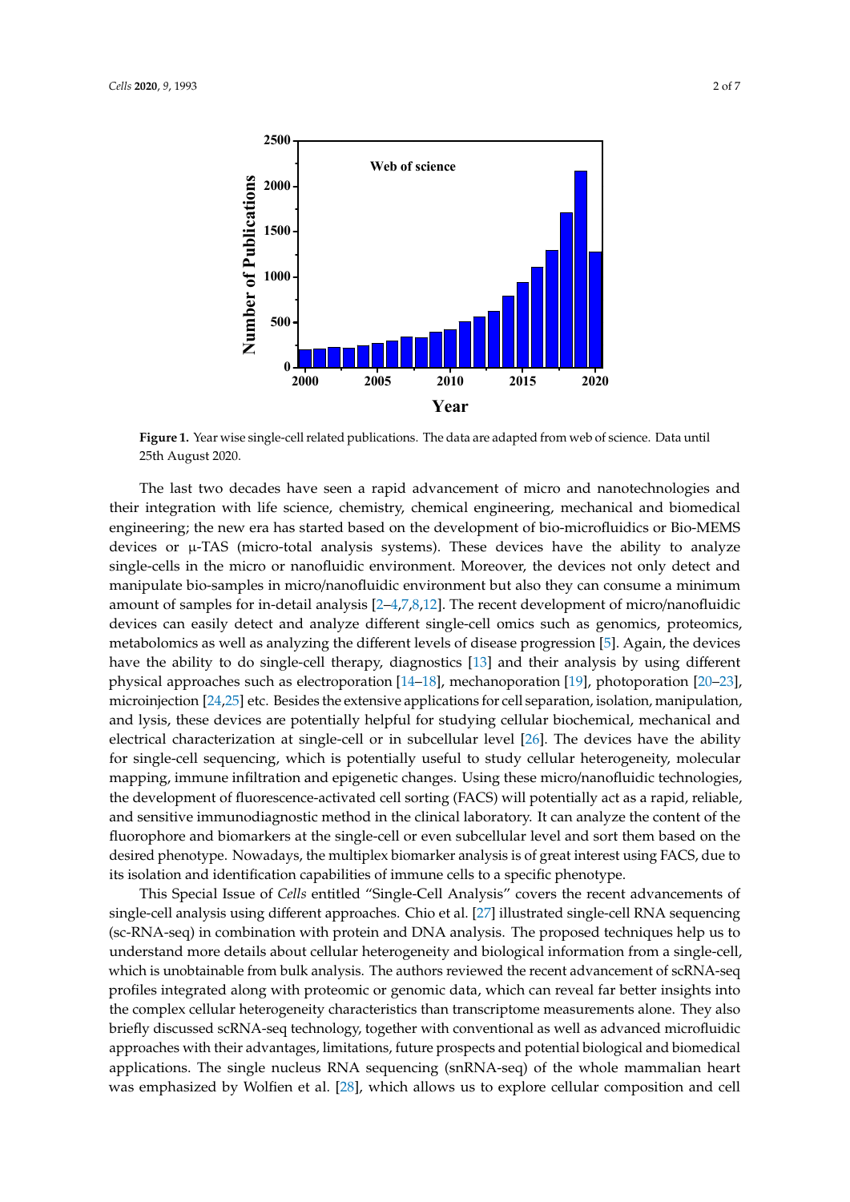**Figure 1.** Year wise single-cell related publications. The data are adapted from web of science. Data until 25th August 2020.

The last two decades have seen a rapid advancement of micro and nanotechnologies and their integration with life science, chemistry, chemical engineering, mechanical and biomedical engineering; the new era has started based on the development of bio-microfluidics or Bio-MEMS devices or μ-TAS (micro-total analysis systems). These devices have the ability to analyze single-cells in the micro or nanofluidic environment. Moreover, the devices not only detect and manipulate bio-samples in micro/nanofluidic environment but also they can consume a minimum amount of samples for in-detail analysis [2–4,7,8,12]. The recent development of micro/nanofluidic devices can easily detect and analyze different single-cell omics such as genomics, proteomics, metabolomics as well as analyzing the different levels of disease progression [5]. Again, the devices have the ability to do single-cell therapy, diagnostics [13] and their analysis by using different physical approaches such as electroporation [14–18], mechanoporation [19], photoporation [20–23], microinjection [24,25] etc. Besides the extensive applications for cell separation, isolation, manipulation, and lysis, these devices are potentially helpful for studying cellular biochemical, mechanical and electrical characterization at single-cell or in subcellular level [26]. The devices have the ability for single-cell sequencing, which is potentially useful to study cellular heterogeneity, molecular mapping, immune infiltration and epigenetic changes. Using these micro/nanofluidic technologies, the development of fluorescence-activated cell sorting (FACS) will potentially act as a rapid, reliable, and sensitive immunodiagnostic method in the clinical laboratory. It can analyze the content of the fluorophore and biomarkers at the single-cell or even subcellular level and sort them based on the desired phenotype. Nowadays, the multiplex biomarker analysis is of great interest using FACS, due to its isolation and identification capabilities of immune cells to a specific phenotype.

This Special Issue of *Cells* entitled "Single-Cell Analysis" covers the recent advancements of single-cell analysis using different approaches. Chio et al. [27] illustrated single-cell RNA sequencing (sc-RNA-seq) in combination with protein and DNA analysis. The proposed techniques help us to understand more details about cellular heterogeneity and biological information from a single-cell, which is unobtainable from bulk analysis. The authors reviewed the recent advancement of scRNA-seq profiles integrated along with proteomic or genomic data, which can reveal far better insights into the complex cellular heterogeneity characteristics than transcriptome measurements alone. They also briefly discussed scRNA-seq technology, together with conventional as well as advanced microfluidic approaches with their advantages, limitations, future prospects and potential biological and biomedical applications. The single nucleus RNA sequencing (snRNA-seq) of the whole mammalian heart was emphasized by Wolfien et al. [28], which allows us to explore cellular composition and cell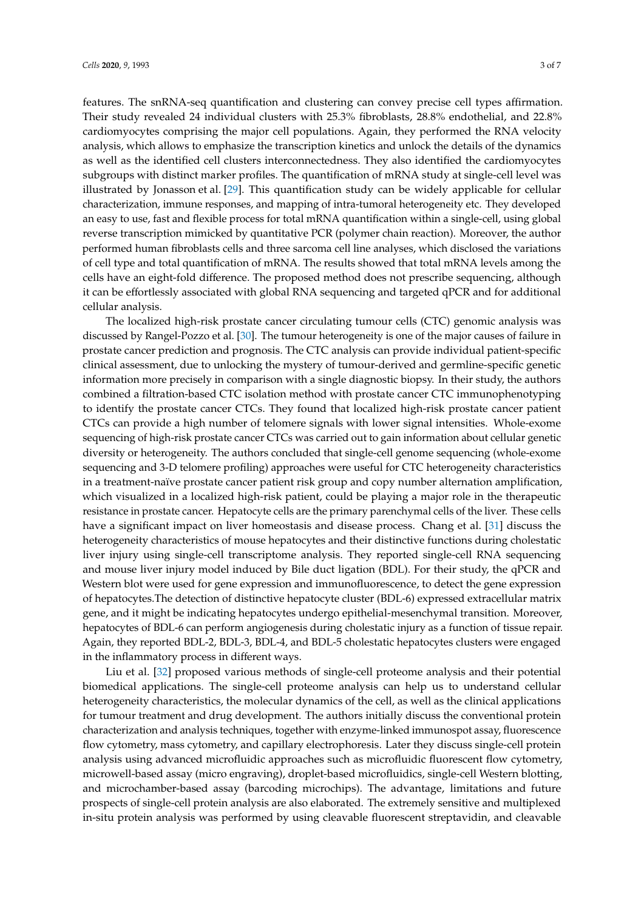features. The snRNA-seq quantification and clustering can convey precise cell types affirmation. Their study revealed 24 individual clusters with 25.3% fibroblasts, 28.8% endothelial, and 22.8% cardiomyocytes comprising the major cell populations. Again, they performed the RNA velocity analysis, which allows to emphasize the transcription kinetics and unlock the details of the dynamics as well as the identified cell clusters interconnectedness. They also identified the cardiomyocytes subgroups with distinct marker profiles. The quantification of mRNA study at single-cell level was illustrated by Jonasson et al. [29]. This quantification study can be widely applicable for cellular characterization, immune responses, and mapping of intra-tumoral heterogeneity etc. They developed an easy to use, fast and flexible process for total mRNA quantification within a single-cell, using global reverse transcription mimicked by quantitative PCR (polymer chain reaction). Moreover, the author performed human fibroblasts cells and three sarcoma cell line analyses, which disclosed the variations of cell type and total quantification of mRNA. The results showed that total mRNA levels among the cells have an eight-fold difference. The proposed method does not prescribe sequencing, although it can be effortlessly associated with global RNA sequencing and targeted qPCR and for additional cellular analysis.

The localized high-risk prostate cancer circulating tumour cells (CTC) genomic analysis was discussed by Rangel-Pozzo et al. [30]. The tumour heterogeneity is one of the major causes of failure in prostate cancer prediction and prognosis. The CTC analysis can provide individual patient-specific clinical assessment, due to unlocking the mystery of tumour-derived and germline-specific genetic information more precisely in comparison with a single diagnostic biopsy. In their study, the authors combined a filtration-based CTC isolation method with prostate cancer CTC immunophenotyping to identify the prostate cancer CTCs. They found that localized high-risk prostate cancer patient CTCs can provide a high number of telomere signals with lower signal intensities. Whole-exome sequencing of high-risk prostate cancer CTCs was carried out to gain information about cellular genetic diversity or heterogeneity. The authors concluded that single-cell genome sequencing (whole-exome sequencing and 3-D telomere profiling) approaches were useful for CTC heterogeneity characteristics in a treatment-naïve prostate cancer patient risk group and copy number alternation amplification, which visualized in a localized high-risk patient, could be playing a major role in the therapeutic resistance in prostate cancer. Hepatocyte cells are the primary parenchymal cells of the liver. These cells have a significant impact on liver homeostasis and disease process. Chang et al. [31] discuss the heterogeneity characteristics of mouse hepatocytes and their distinctive functions during cholestatic liver injury using single-cell transcriptome analysis. They reported single-cell RNA sequencing and mouse liver injury model induced by Bile duct ligation (BDL). For their study, the qPCR and Western blot were used for gene expression and immunofluorescence, to detect the gene expression of hepatocytes.The detection of distinctive hepatocyte cluster (BDL-6) expressed extracellular matrix gene, and it might be indicating hepatocytes undergo epithelial-mesenchymal transition. Moreover, hepatocytes of BDL-6 can perform angiogenesis during cholestatic injury as a function of tissue repair. Again, they reported BDL-2, BDL-3, BDL-4, and BDL-5 cholestatic hepatocytes clusters were engaged in the inflammatory process in different ways.

Liu et al. [32] proposed various methods of single-cell proteome analysis and their potential biomedical applications. The single-cell proteome analysis can help us to understand cellular heterogeneity characteristics, the molecular dynamics of the cell, as well as the clinical applications for tumour treatment and drug development. The authors initially discuss the conventional protein characterization and analysis techniques, together with enzyme-linked immunospot assay, fluorescence flow cytometry, mass cytometry, and capillary electrophoresis. Later they discuss single-cell protein analysis using advanced microfluidic approaches such as microfluidic fluorescent flow cytometry, microwell-based assay (micro engraving), droplet-based microfluidics, single-cell Western blotting, and microchamber-based assay (barcoding microchips). The advantage, limitations and future prospects of single-cell protein analysis are also elaborated. The extremely sensitive and multiplexed in-situ protein analysis was performed by using cleavable fluorescent streptavidin, and cleavable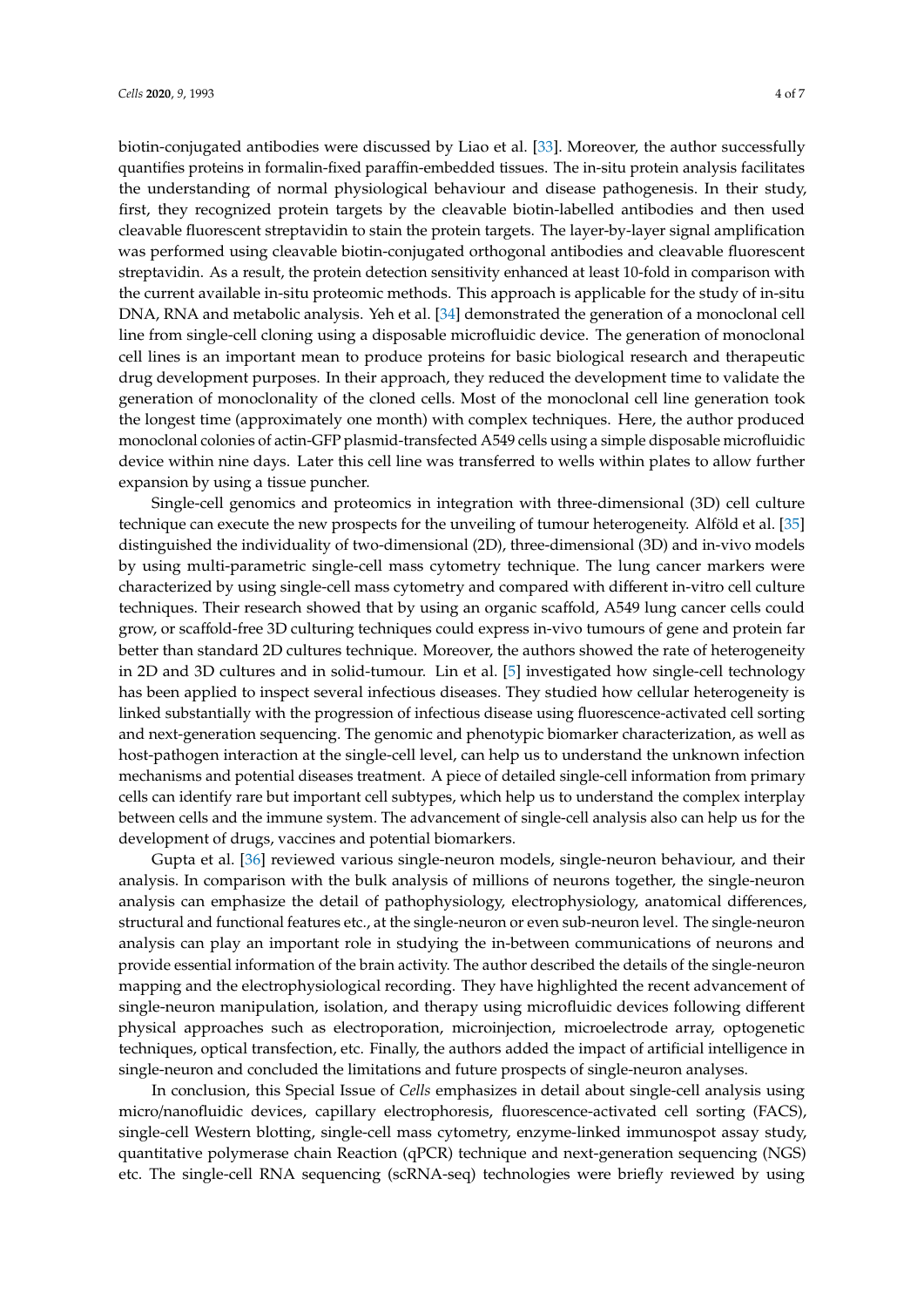biotin-conjugated antibodies were discussed by Liao et al. [33]. Moreover, the author successfully quantifies proteins in formalin-fixed paraffin-embedded tissues. The in-situ protein analysis facilitates the understanding of normal physiological behaviour and disease pathogenesis. In their study, first, they recognized protein targets by the cleavable biotin-labelled antibodies and then used cleavable fluorescent streptavidin to stain the protein targets. The layer-by-layer signal amplification was performed using cleavable biotin-conjugated orthogonal antibodies and cleavable fluorescent streptavidin. As a result, the protein detection sensitivity enhanced at least 10-fold in comparison with the current available in-situ proteomic methods. This approach is applicable for the study of in-situ DNA, RNA and metabolic analysis. Yeh et al. [34] demonstrated the generation of a monoclonal cell line from single-cell cloning using a disposable microfluidic device. The generation of monoclonal cell lines is an important mean to produce proteins for basic biological research and therapeutic drug development purposes. In their approach, they reduced the development time to validate the generation of monoclonality of the cloned cells. Most of the monoclonal cell line generation took the longest time (approximately one month) with complex techniques. Here, the author produced monoclonal colonies of actin-GFP plasmid-transfected A549 cells using a simple disposable microfluidic device within nine days. Later this cell line was transferred to wells within plates to allow further expansion by using a tissue puncher.

Single-cell genomics and proteomics in integration with three-dimensional (3D) cell culture technique can execute the new prospects for the unveiling of tumour heterogeneity. Alföld et al. [35] distinguished the individuality of two-dimensional (2D), three-dimensional (3D) and in-vivo models by using multi-parametric single-cell mass cytometry technique. The lung cancer markers were characterized by using single-cell mass cytometry and compared with different in-vitro cell culture techniques. Their research showed that by using an organic scaffold, A549 lung cancer cells could grow, or scaffold-free 3D culturing techniques could express in-vivo tumours of gene and protein far better than standard 2D cultures technique. Moreover, the authors showed the rate of heterogeneity in 2D and 3D cultures and in solid-tumour. Lin et al. [5] investigated how single-cell technology has been applied to inspect several infectious diseases. They studied how cellular heterogeneity is linked substantially with the progression of infectious disease using fluorescence-activated cell sorting and next-generation sequencing. The genomic and phenotypic biomarker characterization, as well as host-pathogen interaction at the single-cell level, can help us to understand the unknown infection mechanisms and potential diseases treatment. A piece of detailed single-cell information from primary cells can identify rare but important cell subtypes, which help us to understand the complex interplay between cells and the immune system. The advancement of single-cell analysis also can help us for the development of drugs, vaccines and potential biomarkers.

Gupta et al. [36] reviewed various single-neuron models, single-neuron behaviour, and their analysis. In comparison with the bulk analysis of millions of neurons together, the single-neuron analysis can emphasize the detail of pathophysiology, electrophysiology, anatomical differences, structural and functional features etc., at the single-neuron or even sub-neuron level. The single-neuron analysis can play an important role in studying the in-between communications of neurons and provide essential information of the brain activity. The author described the details of the single-neuron mapping and the electrophysiological recording. They have highlighted the recent advancement of single-neuron manipulation, isolation, and therapy using microfluidic devices following different physical approaches such as electroporation, microinjection, microelectrode array, optogenetic techniques, optical transfection, etc. Finally, the authors added the impact of artificial intelligence in single-neuron and concluded the limitations and future prospects of single-neuron analyses.

In conclusion, this Special Issue of *Cells* emphasizes in detail about single-cell analysis using micro/nanofluidic devices, capillary electrophoresis, fluorescence-activated cell sorting (FACS), single-cell Western blotting, single-cell mass cytometry, enzyme-linked immunospot assay study, quantitative polymerase chain Reaction (qPCR) technique and next-generation sequencing (NGS) etc. The single-cell RNA sequencing (scRNA-seq) technologies were briefly reviewed by using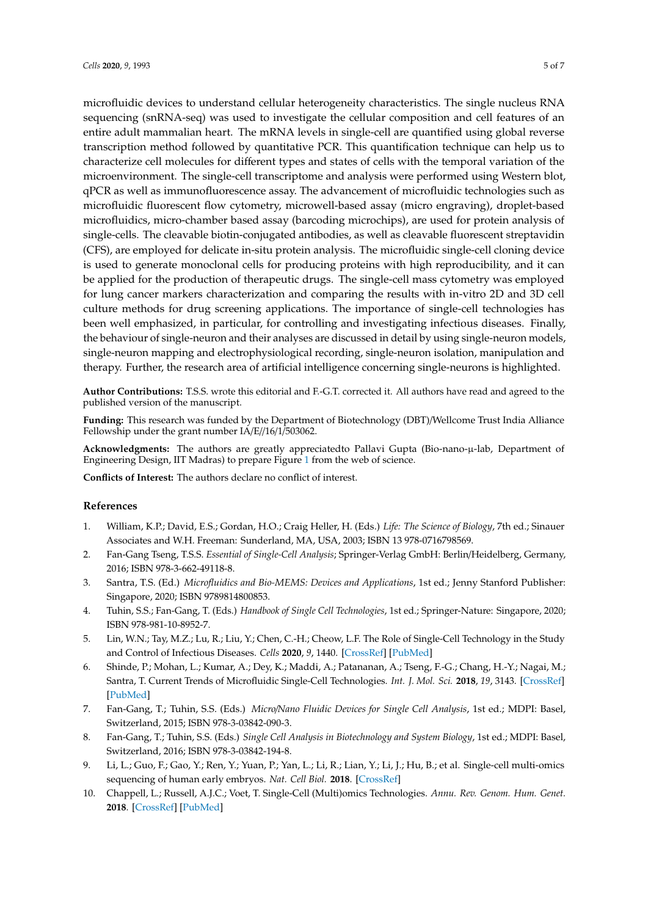microfluidic devices to understand cellular heterogeneity characteristics. The single nucleus RNA sequencing (snRNA-seq) was used to investigate the cellular composition and cell features of an entire adult mammalian heart. The mRNA levels in single-cell are quantified using global reverse transcription method followed by quantitative PCR. This quantification technique can help us to characterize cell molecules for different types and states of cells with the temporal variation of the microenvironment. The single-cell transcriptome and analysis were performed using Western blot, qPCR as well as immunofluorescence assay. The advancement of microfluidic technologies such as microfluidic fluorescent flow cytometry, microwell-based assay (micro engraving), droplet-based microfluidics, micro-chamber based assay (barcoding microchips), are used for protein analysis of single-cells. The cleavable biotin-conjugated antibodies, as well as cleavable fluorescent streptavidin (CFS), are employed for delicate in-situ protein analysis. The microfluidic single-cell cloning device is used to generate monoclonal cells for producing proteins with high reproducibility, and it can be applied for the production of therapeutic drugs. The single-cell mass cytometry was employed for lung cancer markers characterization and comparing the results with in-vitro 2D and 3D cell culture methods for drug screening applications. The importance of single-cell technologies has been well emphasized, in particular, for controlling and investigating infectious diseases. Finally, the behaviour of single-neuron and their analyses are discussed in detail by using single-neuron models, single-neuron mapping and electrophysiological recording, single-neuron isolation, manipulation and therapy. Further, the research area of artificial intelligence concerning single-neurons is highlighted.

**Author Contributions:** T.S.S. wrote this editorial and F.-G.T. corrected it. All authors have read and agreed to the published version of the manuscript.

**Funding:** This research was funded by the Department of Biotechnology (DBT)/Wellcome Trust India Alliance Fellowship under the grant number IA/E//16/1/503062.

**Acknowledgments:** The authors are greatly appreciatedto Pallavi Gupta (Bio-nano-μ-lab, Department of Engineering Design, IIT Madras) to prepare Figure 1 from the web of science.

**Conflicts of Interest:** The authors declare no conflict of interest.

## References

1. William, K.P.; David, E.S.; Gordan, H.O.; Craig Heller, H. (Eds.) *Life: The Science of Biology*, 7th ed.; Sinauer Associates and W.H. Freeman: Sunderland, MA, USA, 2003; ISBN 13 978-0716798569.
2. Fan-Gang Tseng, T.S.S. *Essential of Single-Cell Analysis*; Springer-Verlag GmbH: Berlin/Heidelberg, Germany, 2016; ISBN 978-3-662-49118-8.
3. Santra, T.S. (Ed.) *Microfluidics and Bio-MEMS: Devices and Applications*, 1st ed.; Jenny Stanford Publisher: Singapore, 2020; ISBN 9789814800853.
4. Tuhin, S.S.; Fan-Gang, T. (Eds.) *Handbook of Single Cell Technologies*, 1st ed.; Springer-Nature: Singapore, 2020; ISBN 978-981-10-8952-7.
5. Lin, W.N.; Tay, M.Z.; Lu, R.; Liu, Y.; Chen, C.-H.; Cheow, L.F. The Role of Single-Cell Technology in the Study and Control of Infectious Diseases. *Cells* **2020**, *9*, 1440. [CrossRef] [PubMed]
6. Shinde, P.; Mohan, L.; Kumar, A.; Dey, K.; Maddi, A.; Patananan, A.; Tseng, F.-G.; Chang, H.-Y.; Nagai, M.; Santra, T. Current Trends of Microfluidic Single-Cell Technologies. *Int. J. Mol. Sci.* **2018**, *19*, 3143. [CrossRef] [PubMed]
7. Fan-Gang, T.; Tuhin, S.S. (Eds.) *Micro/Nano Fluidic Devices for Single Cell Analysis*, 1st ed.; MDPI: Basel, Switzerland, 2015; ISBN 978-3-03842-090-3.
8. Fan-Gang, T.; Tuhin, S.S. (Eds.) *Single Cell Analysis in Biotechnology and System Biology*, 1st ed.; MDPI: Basel, Switzerland, 2016; ISBN 978-3-03842-194-8.
9. Li, L.; Guo, F.; Gao, Y.; Ren, Y.; Yuan, P.; Yan, L.; Li, R.; Lian, Y.; Li, J.; Hu, B.; et al. Single-cell multi-omics sequencing of human early embryos. *Nat. Cell Biol.* **2018**. [CrossRef]
10. Chappell, L.; Russell, A.J.C.; Voet, T. Single-Cell (Multi)omics Technologies. *Annu. Rev. Genom. Hum. Genet.* **2018**. [CrossRef] [PubMed]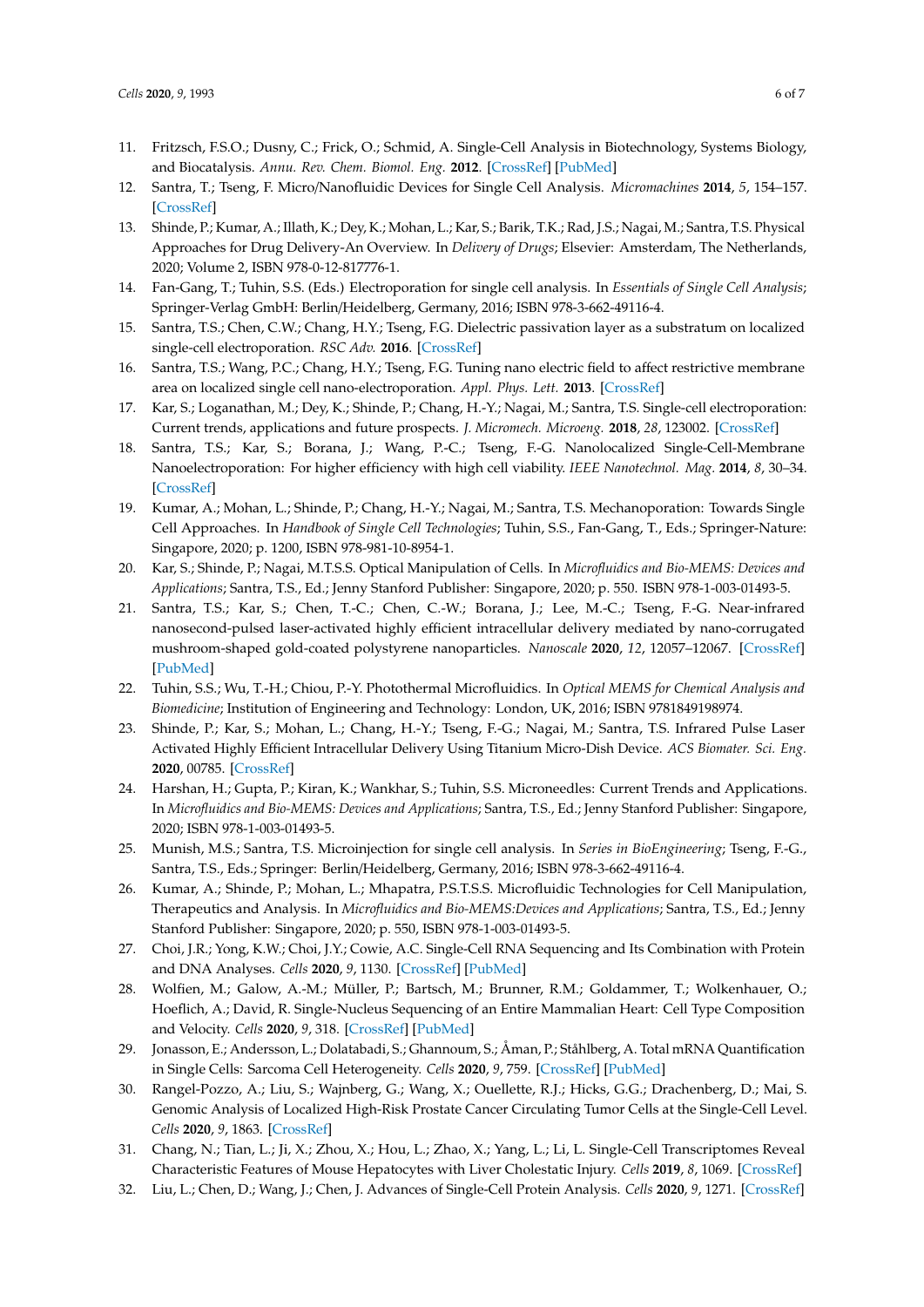11. Fritzsch, F.S.O.; Dusny, C.; Frick, O.; Schmid, A. Single-Cell Analysis in Biotechnology, Systems Biology, and Biocatalysis. *Annu. Rev. Chem. Biomol. Eng.* **2012**. [CrossRef] [PubMed]
12. Santra, T.; Tseng, F. Micro/Nanofluidic Devices for Single Cell Analysis. *Micromachines* **2014**, *5*, 154–157. [CrossRef]
13. Shinde, P.; Kumar, A.; Illath, K.; Dey, K.; Mohan, L.; Kar, S.; Barik, T.K.; Rad, J.S.; Nagai, M.; Santra, T.S. Physical Approaches for Drug Delivery-An Overview. In *Delivery of Drugs*; Elsevier: Amsterdam, The Netherlands, 2020; Volume 2, ISBN 978-0-12-817776-1.
14. Fan-Gang, T.; Tuhin, S.S. (Eds.) Electroporation for single cell analysis. In *Essentials of Single Cell Analysis*; Springer-Verlag GmbH: Berlin/Heidelberg, Germany, 2016; ISBN 978-3-662-49116-4.
15. Santra, T.S.; Chen, C.W.; Chang, H.Y.; Tseng, F.G. Dielectric passivation layer as a substratum on localized single-cell electroporation. *RSC Adv.* **2016**. [CrossRef]
16. Santra, T.S.; Wang, P.C.; Chang, H.Y.; Tseng, F.G. Tuning nano electric field to affect restrictive membrane area on localized single cell nano-electroporation. *Appl. Phys. Lett.* **2013**. [CrossRef]
17. Kar, S.; Loganathan, M.; Dey, K.; Shinde, P.; Chang, H.-Y.; Nagai, M.; Santra, T.S. Single-cell electroporation: Current trends, applications and future prospects. *J. Micromech. Microeng.* **2018**, *28*, 123002. [CrossRef]
18. Santra, T.S.; Kar, S.; Borana, J.; Wang, P.-C.; Tseng, F.-G. Nanolocalized Single-Cell-Membrane Nanoelectroporation: For higher efficiency with high cell viability. *IEEE Nanotechnol. Mag.* **2014**, *8*, 30–34. [CrossRef]
19. Kumar, A.; Mohan, L.; Shinde, P.; Chang, H.-Y.; Nagai, M.; Santra, T.S. Mechanoporation: Towards Single Cell Approaches. In *Handbook of Single Cell Technologies*; Tuhin, S.S., Fan-Gang, T., Eds.; Springer-Nature: Singapore, 2020; p. 1200, ISBN 978-981-10-8954-1.
20. Kar, S.; Shinde, P.; Nagai, M.T.S.S. Optical Manipulation of Cells. In *Microfluidics and Bio-MEMS: Devices and Applications*; Santra, T.S., Ed.; Jenny Stanford Publisher: Singapore, 2020; p. 550. ISBN 978-1-003-01493-5.
21. Santra, T.S.; Kar, S.; Chen, T.-C.; Chen, C.-W.; Borana, J.; Lee, M.-C.; Tseng, F.-G. Near-infrared nanosecond-pulsed laser-activated highly efficient intracellular delivery mediated by nano-corrugated mushroom-shaped gold-coated polystyrene nanoparticles. *Nanoscale* **2020**, *12*, 12057–12067. [CrossRef] [PubMed]
22. Tuhin, S.S.; Wu, T.-H.; Chiou, P.-Y. Photothermal Microfluidics. In *Optical MEMS for Chemical Analysis and Biomedicine*; Institution of Engineering and Technology: London, UK, 2016; ISBN 9781849198974.
23. Shinde, P.; Kar, S.; Mohan, L.; Chang, H.-Y.; Tseng, F.-G.; Nagai, M.; Santra, T.S. Infrared Pulse Laser Activated Highly Efficient Intracellular Delivery Using Titanium Micro-Dish Device. *ACS Biomater. Sci. Eng.* **2020**, 00785. [CrossRef]
24. Harshan, H.; Gupta, P.; Kiran, K.; Wankhar, S.; Tuhin, S.S. Microneedles: Current Trends and Applications. In *Microfluidics and Bio-MEMS: Devices and Applications*; Santra, T.S., Ed.; Jenny Stanford Publisher: Singapore, 2020; ISBN 978-1-003-01493-5.
25. Munish, M.S.; Santra, T.S. Microinjection for single cell analysis. In *Series in BioEngineering*; Tseng, F.-G., Santra, T.S., Eds.; Springer: Berlin/Heidelberg, Germany, 2016; ISBN 978-3-662-49116-4.
26. Kumar, A.; Shinde, P.; Mohan, L.; Mhapatra, P.S.T.S.S. Microfluidic Technologies for Cell Manipulation, Therapeutics and Analysis. In *Microfluidics and Bio-MEMS:Devices and Applications*; Santra, T.S., Ed.; Jenny Stanford Publisher: Singapore, 2020; p. 550, ISBN 978-1-003-01493-5.
27. Choi, J.R.; Yong, K.W.; Choi, J.Y.; Cowie, A.C. Single-Cell RNA Sequencing and Its Combination with Protein and DNA Analyses. *Cells* **2020**, *9*, 1130. [CrossRef] [PubMed]
28. Wolfien, M.; Galow, A.-M.; Müller, P.; Bartsch, M.; Brunner, R.M.; Goldammer, T.; Wolkenhauer, O.; Hoeflich, A.; David, R. Single-Nucleus Sequencing of an Entire Mammalian Heart: Cell Type Composition and Velocity. *Cells* **2020**, *9*, 318. [CrossRef] [PubMed]
29. Jonasson, E.; Andersson, L.; Dolatabadi, S.; Ghannoum, S.; Åman, P.; Ståhlberg, A. Total mRNA Quantification in Single Cells: Sarcoma Cell Heterogeneity. *Cells* **2020**, *9*, 759. [CrossRef] [PubMed]
30. Rangel-Pozzo, A.; Liu, S.; Wajnberg, G.; Wang, X.; Ouellette, R.J.; Hicks, G.G.; Drachenberg, D.; Mai, S. Genomic Analysis of Localized High-Risk Prostate Cancer Circulating Tumor Cells at the Single-Cell Level. *Cells* **2020**, *9*, 1863. [CrossRef]
31. Chang, N.; Tian, L.; Ji, X.; Zhou, X.; Hou, L.; Zhao, X.; Yang, L.; Li, L. Single-Cell Transcriptomes Reveal Characteristic Features of Mouse Hepatocytes with Liver Cholestatic Injury. *Cells* **2019**, *8*, 1069. [CrossRef]
32. Liu, L.; Chen, D.; Wang, J.; Chen, J. Advances of Single-Cell Protein Analysis. *Cells* **2020**, *9*, 1271. [CrossRef]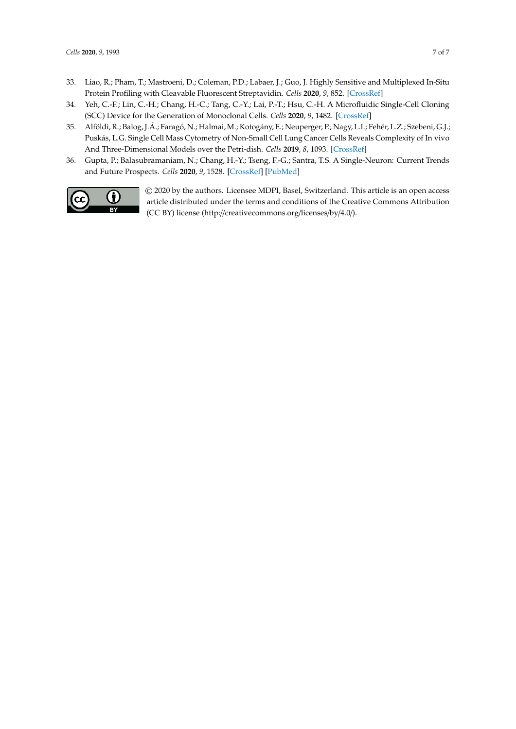33. Liao, R.; Pham, T.; Mastroeni, D.; Coleman, P.D.; Labaer, J.; Guo, J. Highly Sensitive and Multiplexed In-Situ Protein Profiling with Cleavable Fluorescent Streptavidin. *Cells* **2020**, *9*, 852. [CrossRef]
34. Yeh, C.-F.; Lin, C.-H.; Chang, H.-C.; Tang, C.-Y.; Lai, P.-T.; Hsu, C.-H. A Microfluidic Single-Cell Cloning (SCC) Device for the Generation of Monoclonal Cells. *Cells* **2020**, *9*, 1482. [CrossRef]
35. Alföldi, R.; Balog, J.Á.; Faragó, N.; Halmai, M.; Kotogány, E.; Neuperger, P.; Nagy, L.I.; Fehér, L.Z.; Szebeni, G.J.; Puskás, L.G. Single Cell Mass Cytometry of Non-Small Cell Lung Cancer Cells Reveals Complexity of In vivo And Three-Dimensional Models over the Petri-dish. *Cells* **2019**, *8*, 1093. [CrossRef]
36. Gupta, P.; Balasubramaniam, N.; Chang, H.-Y.; Tseng, F.-G.; Santra, T.S. A Single-Neuron: Current Trends and Future Prospects. *Cells* **2020**, *9*, 1528. [CrossRef] [PubMed]

© 2020 by the authors. Licensee MDPI, Basel, Switzerland. This article is an open access article distributed under the terms and conditions of the Creative Commons Attribution (CC BY) license (http://creativecommons.org/licenses/by/4.0/).